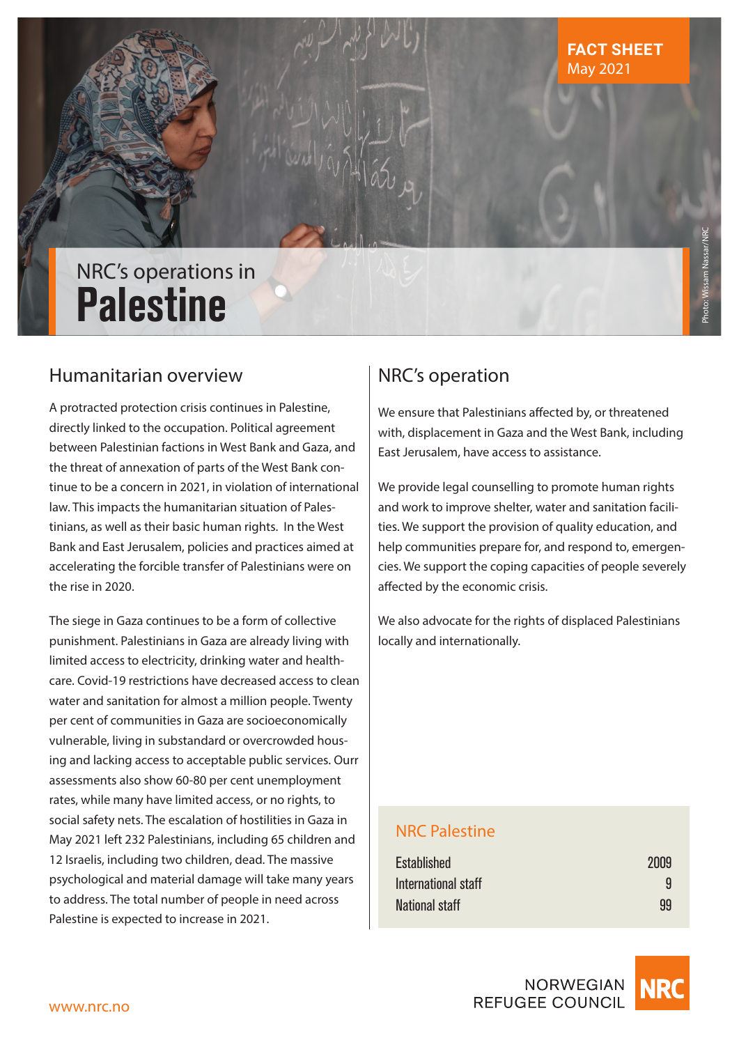**FACT SHEET**
May 2021

# NRC's operations in Palestine

Photo: Wissam Nassar/NRC

## Humanitarian overview

A protracted protection crisis continues in Palestine, directly linked to the occupation. Political agreement between Palestinian factions in West Bank and Gaza, and the threat of annexation of parts of the West Bank continue to be a concern in 2021, in violation of international law. This impacts the humanitarian situation of Palestinians, as well as their basic human rights. In the West Bank and East Jerusalem, policies and practices aimed at accelerating the forcible transfer of Palestinians were on the rise in 2020.

The siege in Gaza continues to be a form of collective punishment. Palestinians in Gaza are already living with limited access to electricity, drinking water and healthcare. Covid-19 restrictions have decreased access to clean water and sanitation for almost a million people. Twenty per cent of communities in Gaza are socioeconomically vulnerable, living in substandard or overcrowded housing and lacking access to acceptable public services. Ourr assessments also show 60-80 per cent unemployment rates, while many have limited access, or no rights, to social safety nets. The escalation of hostilities in Gaza in May 2021 left 232 Palestinians, including 65 children and 12 Israelis, including two children, dead. The massive psychological and material damage will take many years to address. The total number of people in need across Palestine is expected to increase in 2021.

## NRC's operation

We ensure that Palestinians affected by, or threatened with, displacement in Gaza and the West Bank, including East Jerusalem, have access to assistance.

We provide legal counselling to promote human rights and work to improve shelter, water and sanitation facilities. We support the provision of quality education, and help communities prepare for, and respond to, emergencies. We support the coping capacities of people severely affected by the economic crisis.

We also advocate for the rights of displaced Palestinians locally and internationally.

### NRC Palestine

| | |
|---|---|
| Established | 2009 |
| International staff | 9 |
| National staff | 99 |

NORWEGIAN REFUGEE COUNCIL NRC

www.nrc.no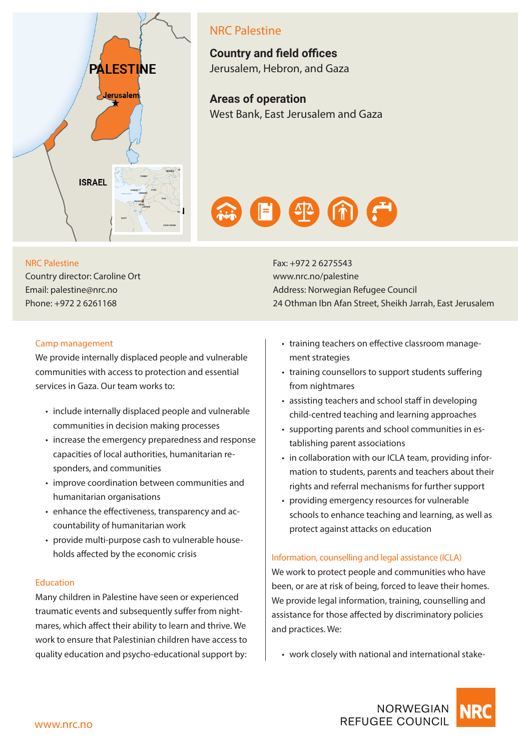## NRC Palestine

**Country and field offices**
Jerusalem, Hebron, and Gaza

**Areas of operation**
West Bank, East Jerusalem and Gaza

NRC Palestine
Country director: Caroline Ort
Email: palestine@nrc.no
Phone: +972 2 6261168
Fax: +972 2 6275543
www.nrc.no/palestine
Address: Norwegian Refugee Council
24 Othman Ibn Afan Street, Sheikh Jarrah, East Jerusalem

### Camp management

We provide internally displaced people and vulnerable communities with access to protection and essential services in Gaza. Our team works to:

- include internally displaced people and vulnerable communities in decision making processes
- increase the emergency preparedness and response capacities of local authorities, humanitarian responders, and communities
- improve coordination between communities and humanitarian organisations
- enhance the effectiveness, transparency and accountability of humanitarian work
- provide multi-purpose cash to vulnerable households affected by the economic crisis

### Education

Many children in Palestine have seen or experienced traumatic events and subsequently suffer from nightmares, which affect their ability to learn and thrive. We work to ensure that Palestinian children have access to quality education and psycho-educational support by:

- training teachers on effective classroom management strategies
- training counsellors to support students suffering from nightmares
- assisting teachers and school staff in developing child-centred teaching and learning approaches
- supporting parents and school communities in establishing parent associations
- in collaboration with our ICLA team, providing information to students, parents and teachers about their rights and referral mechanisms for further support
- providing emergency resources for vulnerable schools to enhance teaching and learning, as well as protect against attacks on education

### Information, counselling and legal assistance (ICLA)

We work to protect people and communities who have been, or are at risk of being, forced to leave their homes. We provide legal information, training, counselling and assistance for those affected by discriminatory policies and practices. We:

- work closely with national and international stake-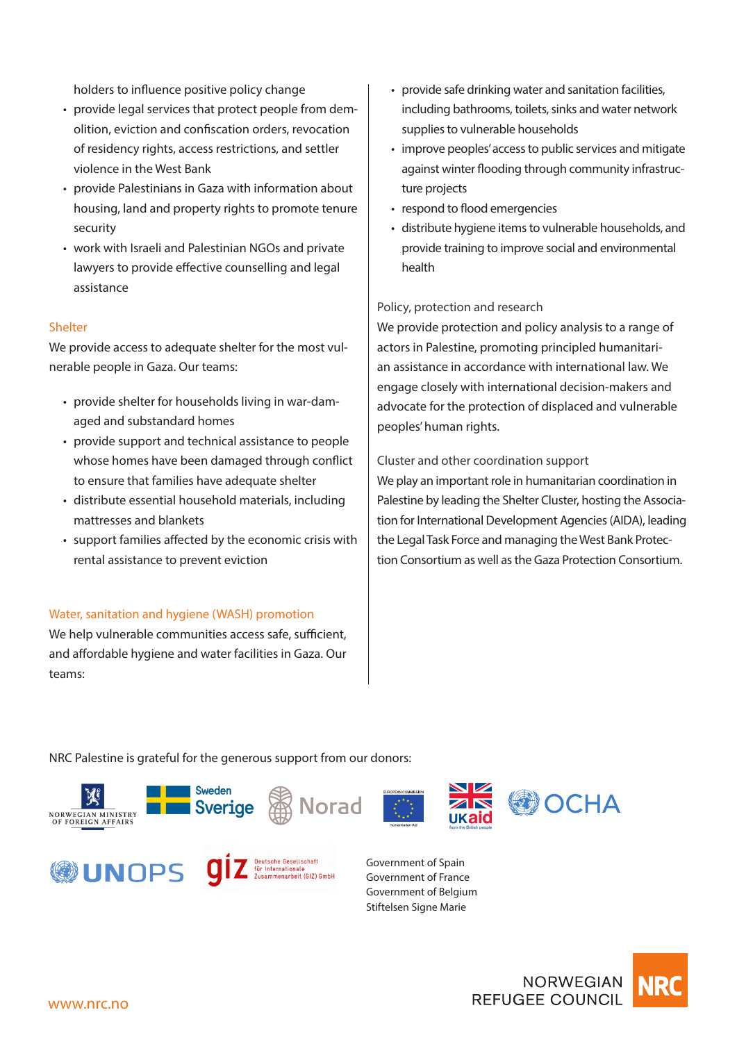holders to influence positive policy change

- provide legal services that protect people from demolition, eviction and confiscation orders, revocation of residency rights, access restrictions, and settler violence in the West Bank
- provide Palestinians in Gaza with information about housing, land and property rights to promote tenure security
- work with Israeli and Palestinian NGOs and private lawyers to provide effective counselling and legal assistance

## Shelter

We provide access to adequate shelter for the most vulnerable people in Gaza. Our teams:

- provide shelter for households living in war-damaged and substandard homes
- provide support and technical assistance to people whose homes have been damaged through conflict to ensure that families have adequate shelter
- distribute essential household materials, including mattresses and blankets
- support families affected by the economic crisis with rental assistance to prevent eviction

## Water, sanitation and hygiene (WASH) promotion

We help vulnerable communities access safe, sufficient, and affordable hygiene and water facilities in Gaza. Our teams:

- provide safe drinking water and sanitation facilities, including bathrooms, toilets, sinks and water network supplies to vulnerable households
- improve peoples' access to public services and mitigate against winter flooding through community infrastructure projects
- respond to flood emergencies
- distribute hygiene items to vulnerable households, and provide training to improve social and environmental health

## Policy, protection and research

We provide protection and policy analysis to a range of actors in Palestine, promoting principled humanitarian assistance in accordance with international law. We engage closely with international decision-makers and advocate for the protection of displaced and vulnerable peoples' human rights.

## Cluster and other coordination support

We play an important role in humanitarian coordination in Palestine by leading the Shelter Cluster, hosting the Association for International Development Agencies (AIDA), leading the Legal Task Force and managing the West Bank Protection Consortium as well as the Gaza Protection Consortium.

NRC Palestine is grateful for the generous support from our donors:

Norwegian Ministry of Foreign Affairs
Sweden Sverige
Norad
European Commission Humanitarian Aid
UKaid from the British people
OCHA
UNOPS
giz Deutsche Gesellschaft für Internationale Zusammenarbeit (GIZ) GmbH

Government of Spain
Government of France
Government of Belgium
Stiftelsen Signe Marie

www.nrc.no

NORWEGIAN REFUGEE COUNCIL NRC